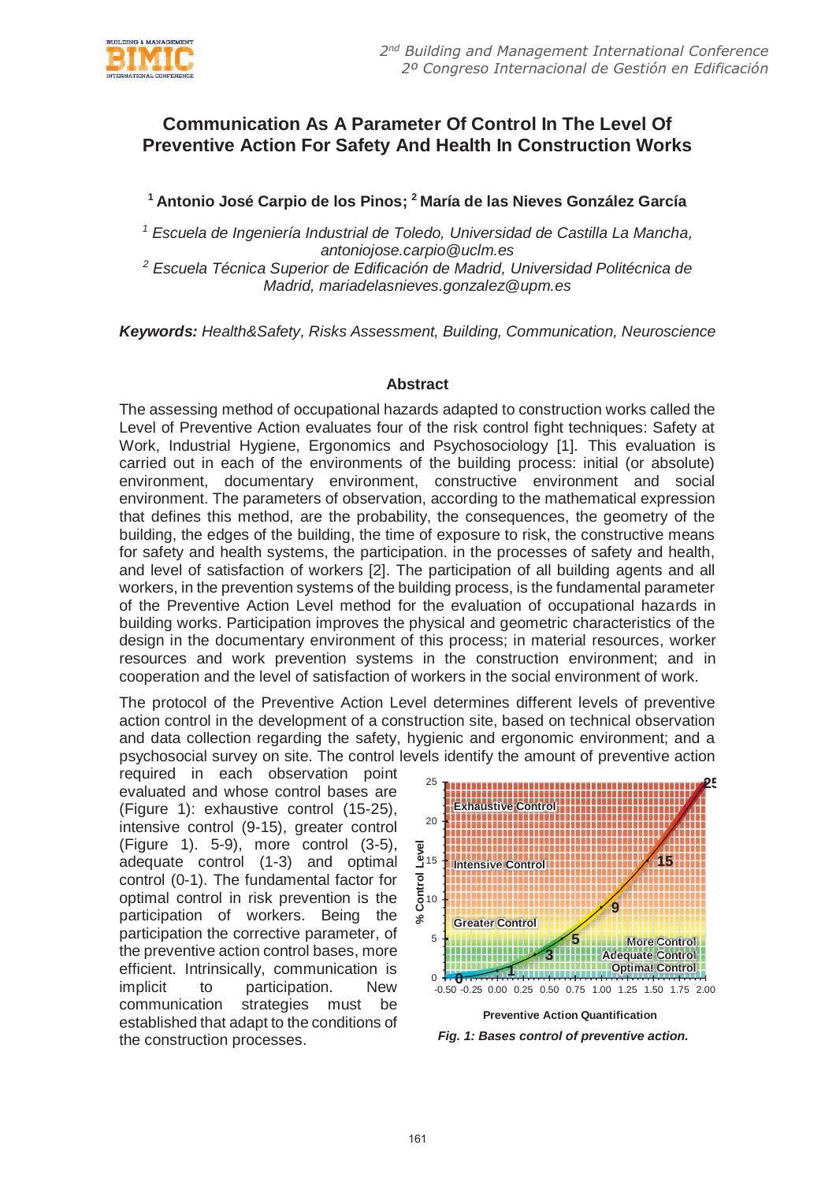# Communication As A Parameter Of Control In The Level Of Preventive Action For Safety And Health In Construction Works

**[1] Antonio José Carpio de los Pinos; [2] María de las Nieves González García**

*[1] Escuela de Ingeniería Industrial de Toledo, Universidad de Castilla La Mancha, antoniojose.carpio@uclm.es*
*[2] Escuela Técnica Superior de Edificación de Madrid, Universidad Politécnica de Madrid, mariadelasnieves.gonzalez@upm.es*

***Keywords:*** *Health&Safety, Risks Assessment, Building, Communication, Neuroscience*

## Abstract

The assessing method of occupational hazards adapted to construction works called the Level of Preventive Action evaluates four of the risk control fight techniques: Safety at Work, Industrial Hygiene, Ergonomics and Psychosociology [1]. This evaluation is carried out in each of the environments of the building process: initial (or absolute) environment, documentary environment, constructive environment and social environment. The parameters of observation, according to the mathematical expression that defines this method, are the probability, the consequences, the geometry of the building, the edges of the building, the time of exposure to risk, the constructive means for safety and health systems, the participation. in the processes of safety and health, and level of satisfaction of workers [2]. The participation of all building agents and all workers, in the prevention systems of the building process, is the fundamental parameter of the Preventive Action Level method for the evaluation of occupational hazards in building works. Participation improves the physical and geometric characteristics of the design in the documentary environment of this process; in material resources, worker resources and work prevention systems in the construction environment; and in cooperation and the level of satisfaction of workers in the social environment of work.

The protocol of the Preventive Action Level determines different levels of preventive action control in the development of a construction site, based on technical observation and data collection regarding the safety, hygienic and ergonomic environment; and a psychosocial survey on site. The control levels identify the amount of preventive action required in each observation point evaluated and whose control bases are (Figure 1): exhaustive control (15-25), intensive control (9-15), greater control (Figure 1). 5-9), more control (3-5), adequate control (1-3) and optimal control (0-1). The fundamental factor for optimal control in risk prevention is the participation of workers. Being the participation the corrective parameter, of the preventive action control bases, more efficient. Intrinsically, communication is implicit to participation. New communication strategies must be established that adapt to the conditions of the construction processes.

*Fig. 1: Bases control of preventive action.*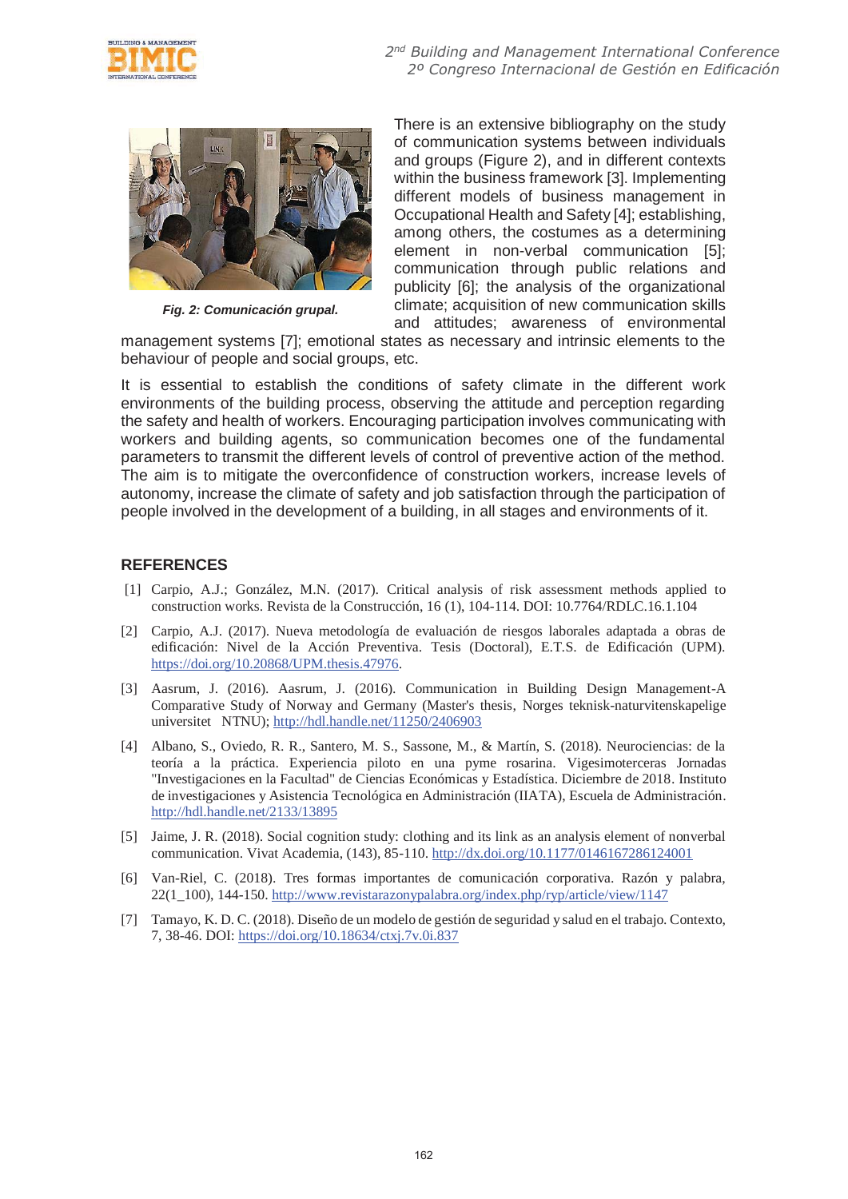There is an extensive bibliography on the study of communication systems between individuals and groups (Figure 2), and in different contexts within the business framework [3]. Implementing different models of business management in Occupational Health and Safety [4]; establishing, among others, the costumes as a determining element in non-verbal communication [5]; communication through public relations and publicity [6]; the analysis of the organizational climate; acquisition of new communication skills and attitudes; awareness of environmental management systems [7]; emotional states as necessary and intrinsic elements to the behaviour of people and social groups, etc.

***Fig. 2: Comunicación grupal.***

It is essential to establish the conditions of safety climate in the different work environments of the building process, observing the attitude and perception regarding the safety and health of workers. Encouraging participation involves communicating with workers and building agents, so communication becomes one of the fundamental parameters to transmit the different levels of control of preventive action of the method. The aim is to mitigate the overconfidence of construction workers, increase levels of autonomy, increase the climate of safety and job satisfaction through the participation of people involved in the development of a building, in all stages and environments of it.

## REFERENCES

[1] Carpio, A.J.; González, M.N. (2017). Critical analysis of risk assessment methods applied to construction works. Revista de la Construcción, 16 (1), 104-114. DOI: 10.7764/RDLC.16.1.104

[2] Carpio, A.J. (2017). Nueva metodología de evaluación de riesgos laborales adaptada a obras de edificación: Nivel de la Acción Preventiva. Tesis (Doctoral), E.T.S. de Edificación (UPM). https://doi.org/10.20868/UPM.thesis.47976.

[3] Aasrum, J. (2016). Aasrum, J. (2016). Communication in Building Design Management-A Comparative Study of Norway and Germany (Master's thesis, Norges teknisk-naturvitenskapelige universitet NTNU); http://hdl.handle.net/11250/2406903

[4] Albano, S., Oviedo, R. R., Santero, M. S., Sassone, M., & Martín, S. (2018). Neurociencias: de la teoría a la práctica. Experiencia piloto en una pyme rosarina. Vigesimoterceras Jornadas "Investigaciones en la Facultad" de Ciencias Económicas y Estadística. Diciembre de 2018. Instituto de investigaciones y Asistencia Tecnológica en Administración (IIATA), Escuela de Administración. http://hdl.handle.net/2133/13895

[5] Jaime, J. R. (2018). Social cognition study: clothing and its link as an analysis element of nonverbal communication. Vivat Academia, (143), 85-110. http://dx.doi.org/10.1177/0146167286124001

[6] Van-Riel, C. (2018). Tres formas importantes de comunicación corporativa. Razón y palabra, 22(1_100), 144-150. http://www.revistarazonypalabra.org/index.php/ryp/article/view/1147

[7] Tamayo, K. D. C. (2018). Diseño de un modelo de gestión de seguridad y salud en el trabajo. Contexto, 7, 38-46. DOI: https://doi.org/10.18634/ctxj.7v.0i.837